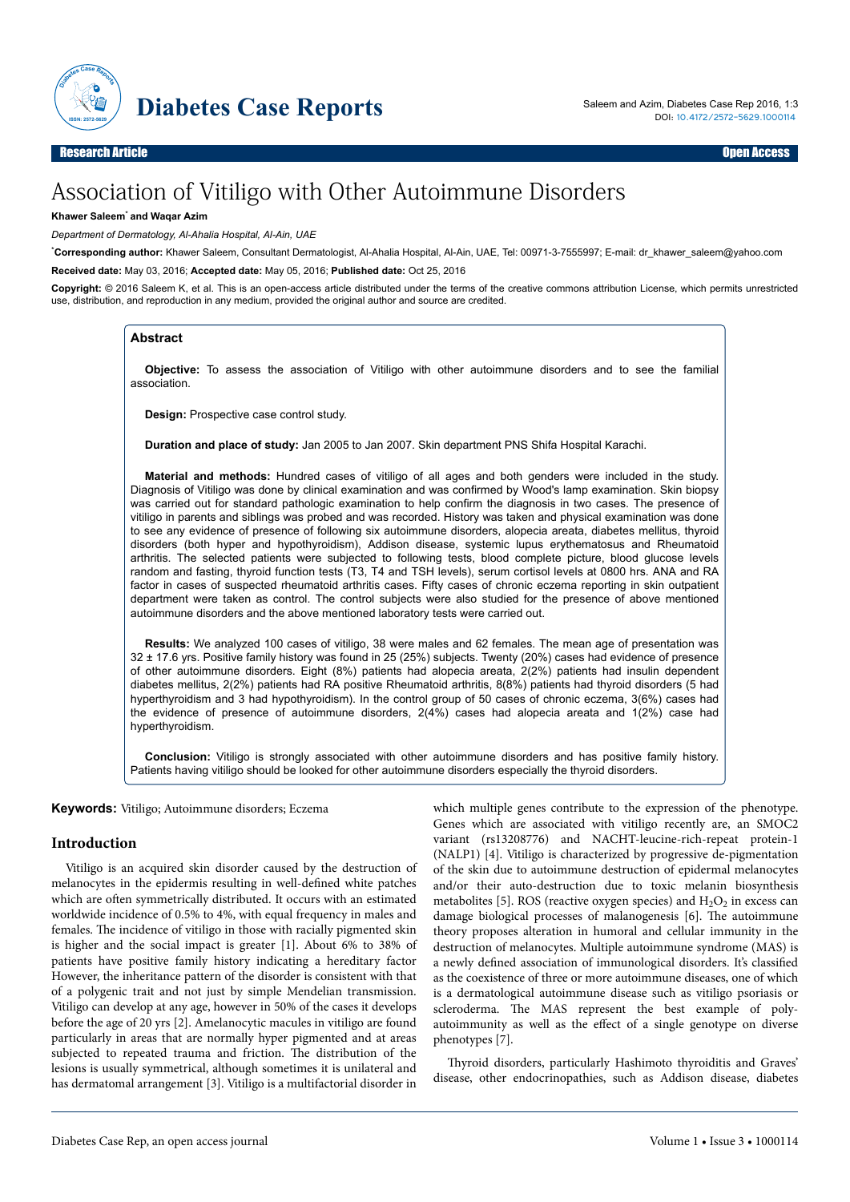# Association of Vitiligo with Other Autoimmune Disorders

**Khawer Saleem[*] and Waqar Azim**

*Department of Dermatology, Al-Ahalia Hospital, Al-Ain, UAE*

[*]**Corresponding author:** Khawer Saleem, Consultant Dermatologist, Al-Ahalia Hospital, Al-Ain, UAE, Tel: 00971-3-7555997; E-mail: dr_khawer_saleem@yahoo.com

**Received date:** May 03, 2016; **Accepted date:** May 05, 2016; **Published date:** Oct 25, 2016

**Copyright:** © 2016 Saleem K, et al. This is an open-access article distributed under the terms of the creative commons attribution License, which permits unrestricted use, distribution, and reproduction in any medium, provided the original author and source are credited.

## Abstract

**Objective:** To assess the association of Vitiligo with other autoimmune disorders and to see the familial association.

**Design:** Prospective case control study.

**Duration and place of study:** Jan 2005 to Jan 2007. Skin department PNS Shifa Hospital Karachi.

**Material and methods:** Hundred cases of vitiligo of all ages and both genders were included in the study. Diagnosis of Vitiligo was done by clinical examination and was confirmed by Wood's lamp examination. Skin biopsy was carried out for standard pathologic examination to help confirm the diagnosis in two cases. The presence of vitiligo in parents and siblings was probed and was recorded. History was taken and physical examination was done to see any evidence of presence of following six autoimmune disorders, alopecia areata, diabetes mellitus, thyroid disorders (both hyper and hypothyroidism), Addison disease, systemic lupus erythematosus and Rheumatoid arthritis. The selected patients were subjected to following tests, blood complete picture, blood glucose levels random and fasting, thyroid function tests (T3, T4 and TSH levels), serum cortisol levels at 0800 hrs. ANA and RA factor in cases of suspected rheumatoid arthritis cases. Fifty cases of chronic eczema reporting in skin outpatient department were taken as control. The control subjects were also studied for the presence of above mentioned autoimmune disorders and the above mentioned laboratory tests were carried out.

**Results:** We analyzed 100 cases of vitiligo, 38 were males and 62 females. The mean age of presentation was 32 ± 17.6 yrs. Positive family history was found in 25 (25%) subjects. Twenty (20%) cases had evidence of presence of other autoimmune disorders. Eight (8%) patients had alopecia areata, 2(2%) patients had insulin dependent diabetes mellitus, 2(2%) patients had RA positive Rheumatoid arthritis, 8(8%) patients had thyroid disorders (5 had hyperthyroidism and 3 had hypothyroidism). In the control group of 50 cases of chronic eczema, 3(6%) cases had the evidence of presence of autoimmune disorders, 2(4%) cases had alopecia areata and 1(2%) case had hyperthyroidism.

**Conclusion:** Vitiligo is strongly associated with other autoimmune disorders and has positive family history. Patients having vitiligo should be looked for other autoimmune disorders especially the thyroid disorders.

**Keywords:** Vitiligo; Autoimmune disorders; Eczema

## Introduction

Vitiligo is an acquired skin disorder caused by the destruction of melanocytes in the epidermis resulting in well-defined white patches which are often symmetrically distributed. It occurs with an estimated worldwide incidence of 0.5% to 4%, with equal frequency in males and females. The incidence of vitiligo in those with racially pigmented skin is higher and the social impact is greater [1]. About 6% to 38% of patients have positive family history indicating a hereditary factor However, the inheritance pattern of the disorder is consistent with that of a polygenic trait and not just by simple Mendelian transmission. Vitiligo can develop at any age, however in 50% of the cases it develops before the age of 20 yrs [2]. Amelanocytic macules in vitiligo are found particularly in areas that are normally hyper pigmented and at areas subjected to repeated trauma and friction. The distribution of the lesions is usually symmetrical, although sometimes it is unilateral and has dermatomal arrangement [3]. Vitiligo is a multifactorial disorder in which multiple genes contribute to the expression of the phenotype. Genes which are associated with vitiligo recently are, an SMOC2 variant (rs13208776) and NACHT-leucine-rich-repeat protein-1 (NALP1) [4]. Vitiligo is characterized by progressive de-pigmentation of the skin due to autoimmune destruction of epidermal melanocytes and/or their auto-destruction due to toxic melanin biosynthesis metabolites [5]. ROS (reactive oxygen species) and $H_2O_2$ in excess can damage biological processes of malanogenesis [6]. The autoimmune theory proposes alteration in humoral and cellular immunity in the destruction of melanocytes. Multiple autoimmune syndrome (MAS) is a newly defined association of immunological disorders. It's classified as the coexistence of three or more autoimmune diseases, one of which is a dermatological autoimmune disease such as vitiligo psoriasis or scleroderma. The MAS represent the best example of poly-autoimmunity as well as the effect of a single genotype on diverse phenotypes [7].

Thyroid disorders, particularly Hashimoto thyroiditis and Graves' disease, other endocrinopathies, such as Addison disease, diabetes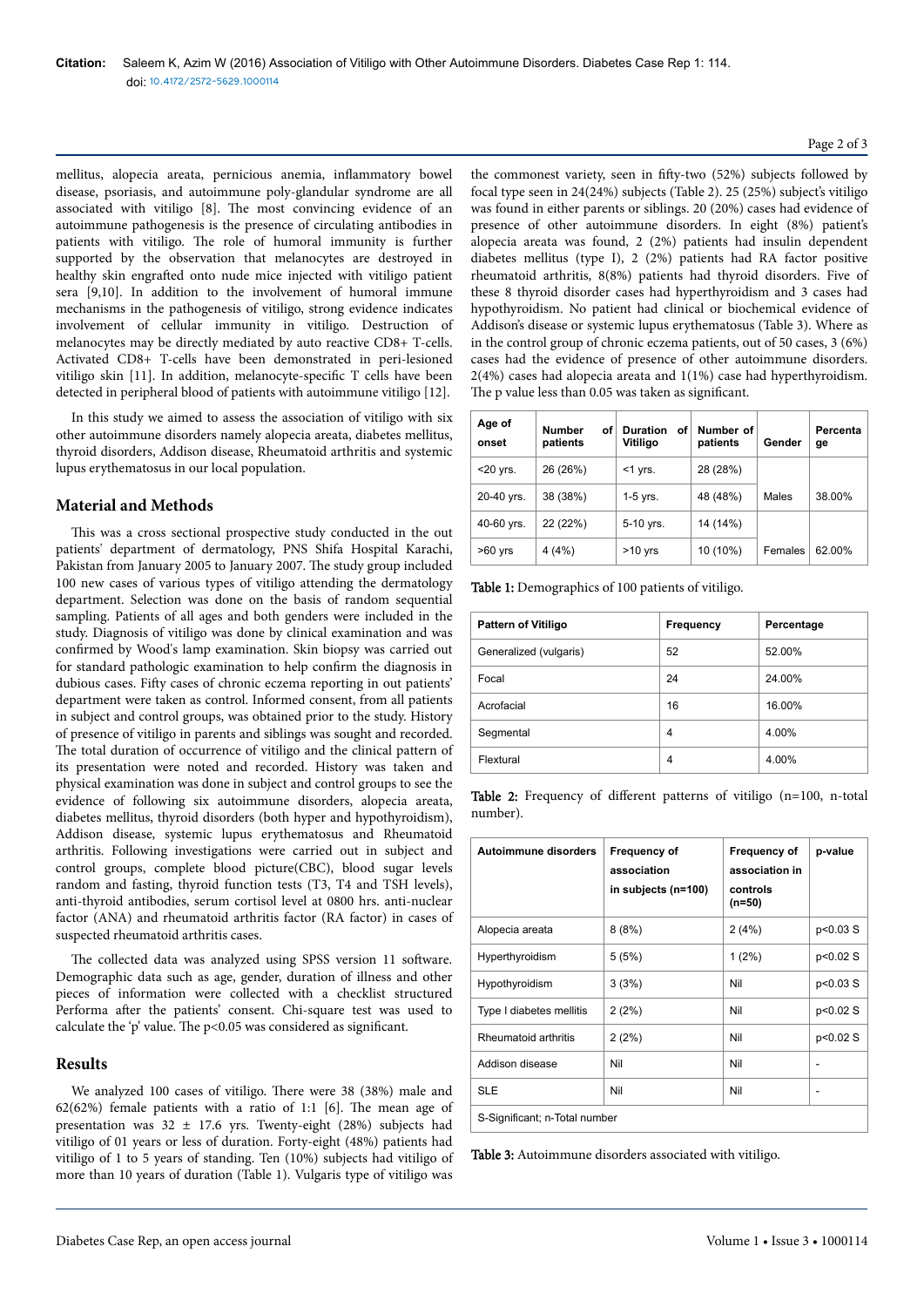mellitus, alopecia areata, pernicious anemia, inflammatory bowel disease, psoriasis, and autoimmune poly-glandular syndrome are all associated with vitiligo [8]. The most convincing evidence of an autoimmune pathogenesis is the presence of circulating antibodies in patients with vitiligo. The role of humoral immunity is further supported by the observation that melanocytes are destroyed in healthy skin engrafted onto nude mice injected with vitiligo patient sera [9,10]. In addition to the involvement of humoral immune mechanisms in the pathogenesis of vitiligo, strong evidence indicates involvement of cellular immunity in vitiligo. Destruction of melanocytes may be directly mediated by auto reactive CD8+ T-cells. Activated CD8+ T-cells have been demonstrated in peri-lesioned vitiligo skin [11]. In addition, melanocyte-specific T cells have been detected in peripheral blood of patients with autoimmune vitiligo [12].

In this study we aimed to assess the association of vitiligo with six other autoimmune disorders namely alopecia areata, diabetes mellitus, thyroid disorders, Addison disease, Rheumatoid arthritis and systemic lupus erythematosus in our local population.

## Material and Methods

This was a cross sectional prospective study conducted in the out patients' department of dermatology, PNS Shifa Hospital Karachi, Pakistan from January 2005 to January 2007. The study group included 100 new cases of various types of vitiligo attending the dermatology department. Selection was done on the basis of random sequential sampling. Patients of all ages and both genders were included in the study. Diagnosis of vitiligo was done by clinical examination and was confirmed by Wood's lamp examination. Skin biopsy was carried out for standard pathologic examination to help confirm the diagnosis in dubious cases. Fifty cases of chronic eczema reporting in out patients' department were taken as control. Informed consent, from all patients in subject and control groups, was obtained prior to the study. History of presence of vitiligo in parents and siblings was sought and recorded. The total duration of occurrence of vitiligo and the clinical pattern of its presentation were noted and recorded. History was taken and physical examination was done in subject and control groups to see the evidence of following six autoimmune disorders, alopecia areata, diabetes mellitus, thyroid disorders (both hyper and hypothyroidism), Addison disease, systemic lupus erythematosus and Rheumatoid arthritis. Following investigations were carried out in subject and control groups, complete blood picture(CBC), blood sugar levels random and fasting, thyroid function tests (T3, T4 and TSH levels), anti-thyroid antibodies, serum cortisol level at 0800 hrs. anti-nuclear factor (ANA) and rheumatoid arthritis factor (RA factor) in cases of suspected rheumatoid arthritis cases.

The collected data was analyzed using SPSS version 11 software. Demographic data such as age, gender, duration of illness and other pieces of information were collected with a checklist structured Performa after the patients' consent. Chi-square test was used to calculate the 'p' value. The p<0.05 was considered as significant.

## Results

We analyzed 100 cases of vitiligo. There were 38 (38%) male and 62(62%) female patients with a ratio of 1:1 [6]. The mean age of presentation was 32 ± 17.6 yrs. Twenty-eight (28%) subjects had vitiligo of 01 years or less of duration. Forty-eight (48%) patients had vitiligo of 1 to 5 years of standing. Ten (10%) subjects had vitiligo of more than 10 years of duration (Table 1). Vulgaris type of vitiligo was the commonest variety, seen in fifty-two (52%) subjects followed by focal type seen in 24(24%) subjects (Table 2). 25 (25%) subject's vitiligo was found in either parents or siblings. 20 (20%) cases had evidence of presence of other autoimmune disorders. In eight (8%) patient's alopecia areata was found, 2 (2%) patients had insulin dependent diabetes mellitus (type I), 2 (2%) patients had RA factor positive rheumatoid arthritis, 8(8%) patients had thyroid disorders. Five of these 8 thyroid disorder cases had hyperthyroidism and 3 cases had hypothyroidism. No patient had clinical or biochemical evidence of Addison's disease or systemic lupus erythematosus (Table 3). Where as in the control group of chronic eczema patients, out of 50 cases, 3 (6%) cases had the evidence of presence of other autoimmune disorders. 2(4%) cases had alopecia areata and 1(1%) case had hyperthyroidism. The p value less than 0.05 was taken as significant.

| Age of onset | Number of patients | Duration of Vitiligo | Number of patients | Gender | Percentage |
|---|---|---|---|---|---|
| <20 yrs. | 26 (26%) | <1 yrs. | 28 (28%) | Males | 38.00% |
| 20-40 yrs. | 38 (38%) | 1-5 yrs. | 48 (48%) | | |
| 40-60 yrs. | 22 (22%) | 5-10 yrs. | 14 (14%) | Females | 62.00% |
| >60 yrs | 4 (4%) | >10 yrs | 10 (10%) | | |

**Table 1:** Demographics of 100 patients of vitiligo.

| Pattern of Vitiligo | Frequency | Percentage |
|---|---|---|
| Generalized (vulgaris) | 52 | 52.00% |
| Focal | 24 | 24.00% |
| Acrofacial | 16 | 16.00% |
| Segmental | 4 | 4.00% |
| Flextural | 4 | 4.00% |

**Table 2:** Frequency of different patterns of vitiligo (n=100, n-total number).

| Autoimmune disorders | Frequency of association in subjects (n=100) | Frequency of association in controls (n=50) | p-value |
|---|---|---|---|
| Alopecia areata | 8 (8%) | 2 (4%) | p<0.03 S |
| Hyperthyroidism | 5 (5%) | 1 (2%) | p<0.02 S |
| Hypothyroidism | 3 (3%) | Nil | p<0.03 S |
| Type I diabetes mellitis | 2 (2%) | Nil | p<0.02 S |
| Rheumatoid arthritis | 2 (2%) | Nil | p<0.02 S |
| Addison disease | Nil | Nil | - |
| SLE | Nil | Nil | - |
| S-Significant; n-Total number | | | |

**Table 3:** Autoimmune disorders associated with vitiligo.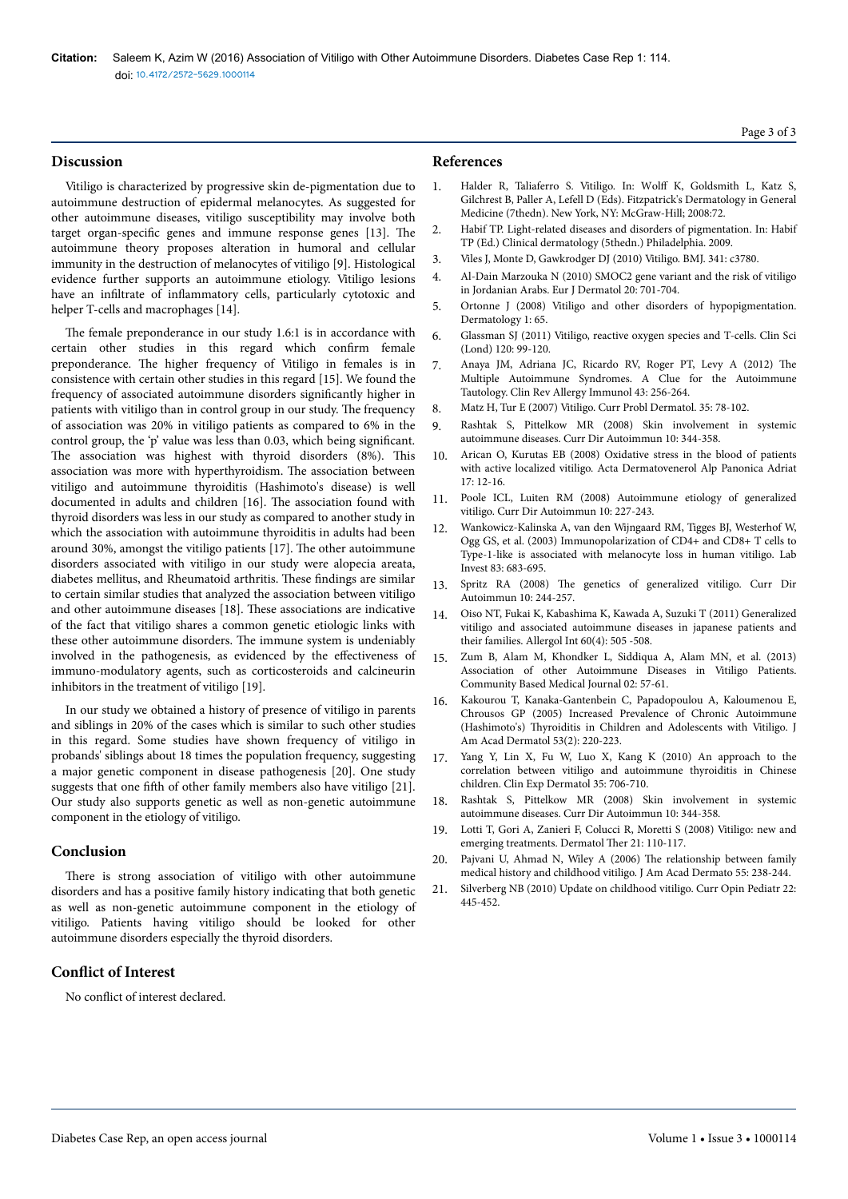## Discussion

Vitiligo is characterized by progressive skin de-pigmentation due to autoimmune destruction of epidermal melanocytes. As suggested for other autoimmune diseases, vitiligo susceptibility may involve both target organ-specific genes and immune response genes [13]. The autoimmune theory proposes alteration in humoral and cellular immunity in the destruction of melanocytes of vitiligo [9]. Histological evidence further supports an autoimmune etiology. Vitiligo lesions have an infiltrate of inflammatory cells, particularly cytotoxic and helper T-cells and macrophages [14].

The female preponderance in our study 1.6:1 is in accordance with certain other studies in this regard which confirm female preponderance. The higher frequency of Vitiligo in females is in consistence with certain other studies in this regard [15]. We found the frequency of associated autoimmune disorders significantly higher in patients with vitiligo than in control group in our study. The frequency of association was 20% in vitiligo patients as compared to 6% in the control group, the 'p' value was less than 0.03, which being significant. The association was highest with thyroid disorders (8%). This association was more with hyperthyroidism. The association between vitiligo and autoimmune thyroiditis (Hashimoto's disease) is well documented in adults and children [16]. The association found with thyroid disorders was less in our study as compared to another study in which the association with autoimmune thyroiditis in adults had been around 30%, amongst the vitiligo patients [17]. The other autoimmune disorders associated with vitiligo in our study were alopecia areata, diabetes mellitus, and Rheumatoid arthritis. These findings are similar to certain similar studies that analyzed the association between vitiligo and other autoimmune diseases [18]. These associations are indicative of the fact that vitiligo shares a common genetic etiologic links with these other autoimmune disorders. The immune system is undeniably involved in the pathogenesis, as evidenced by the effectiveness of immuno-modulatory agents, such as corticosteroids and calcineurin inhibitors in the treatment of vitiligo [19].

In our study we obtained a history of presence of vitiligo in parents and siblings in 20% of the cases which is similar to such other studies in this regard. Some studies have shown frequency of vitiligo in probands' siblings about 18 times the population frequency, suggesting a major genetic component in disease pathogenesis [20]. One study suggests that one fifth of other family members also have vitiligo [21]. Our study also supports genetic as well as non-genetic autoimmune component in the etiology of vitiligo.

## Conclusion

There is strong association of vitiligo with other autoimmune disorders and has a positive family history indicating that both genetic as well as non-genetic autoimmune component in the etiology of vitiligo. Patients having vitiligo should be looked for other autoimmune disorders especially the thyroid disorders.

## Conflict of Interest

No conflict of interest declared.

## References

1. Halder R, Taliaferro S. Vitiligo. In: Wolff K, Goldsmith L, Katz S, Gilchrest B, Paller A, Lefell D (Eds). Fitzpatrick's Dermatology in General Medicine (7thedn). New York, NY: McGraw-Hill; 2008:72.
2. Habif TP. Light-related diseases and disorders of pigmentation. In: Habif TP (Ed.) Clinical dermatology (5thedn.) Philadelphia. 2009.
3. Viles J, Monte D, Gawkrodger DJ (2010) Vitiligo. BMJ. 341: c3780.
4. Al-Dain Marzouka N (2010) SMOC2 gene variant and the risk of vitiligo in Jordanian Arabs. Eur J Dermatol 20: 701-704.
5. Ortonne J (2008) Vitiligo and other disorders of hypopigmentation. Dermatology 1: 65.
6. Glassman SJ (2011) Vitiligo, reactive oxygen species and T-cells. Clin Sci (Lond) 120: 99-120.
7. Anaya JM, Adriana JC, Ricardo RV, Roger PT, Levy A (2012) The Multiple Autoimmune Syndromes. A Clue for the Autoimmune Tautology. Clin Rev Allergy Immunol 43: 256-264.
8. Matz H, Tur E (2007) Vitiligo. Curr Probl Dermatol. 35: 78-102.
9. Rashtak S, Pittelkow MR (2008) Skin involvement in systemic autoimmune diseases. Curr Dir Autoimmun 10: 344-358.
10. Arican O, Kurutas EB (2008) Oxidative stress in the blood of patients with active localized vitiligo. Acta Dermatovenerol Alp Panonica Adriat 17: 12-16.
11. Poole ICL, Luiten RM (2008) Autoimmune etiology of generalized vitiligo. Curr Dir Autoimmun 10: 227-243.
12. Wankowicz-Kalinska A, van den Wijngaard RM, Tigges BJ, Westerhof W, Ogg GS, et al. (2003) Immunopolarization of CD4+ and CD8+ T cells to Type-1-like is associated with melanocyte loss in human vitiligo. Lab Invest 83: 683-695.
13. Spritz RA (2008) The genetics of generalized vitiligo. Curr Dir Autoimmun 10: 244-257.
14. Oiso NT, Fukai K, Kabashima K, Kawada A, Suzuki T (2011) Generalized vitiligo and associated autoimmune diseases in japanese patients and their families. Allergol Int 60(4): 505 -508.
15. Zum B, Alam M, Khondker L, Siddiqua A, Alam MN, et al. (2013) Association of other Autoimmune Diseases in Vitiligo Patients. Community Based Medical Journal 02: 57-61.
16. Kakourou T, Kanaka-Gantenbein C, Papadopoulou A, Kaloumenou E, Chrousos GP (2005) Increased Prevalence of Chronic Autoimmune (Hashimoto's) Thyroiditis in Children and Adolescents with Vitiligo. J Am Acad Dermatol 53(2): 220-223.
17. Yang Y, Lin X, Fu W, Luo X, Kang K (2010) An approach to the correlation between vitiligo and autoimmune thyroiditis in Chinese children. Clin Exp Dermatol 35: 706-710.
18. Rashtak S, Pittelkow MR (2008) Skin involvement in systemic autoimmune diseases. Curr Dir Autoimmun 10: 344-358.
19. Lotti T, Gori A, Zanieri F, Colucci R, Moretti S (2008) Vitiligo: new and emerging treatments. Dermatol Ther 21: 110-117.
20. Pajvani U, Ahmad N, Wiley A (2006) The relationship between family medical history and childhood vitiligo. J Am Acad Dermato 55: 238-244.
21. Silverberg NB (2010) Update on childhood vitiligo. Curr Opin Pediatr 22: 445-452.